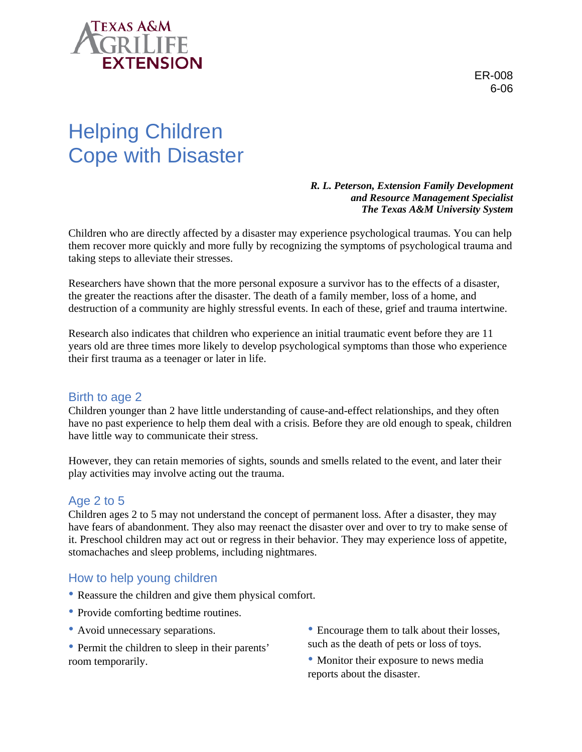Texas A&M AgriLife Extension

ER-008
6-06

# Helping Children Cope with Disaster

***R. L. Peterson, Extension Family Development and Resource Management Specialist***
***The Texas A&M University System***

Children who are directly affected by a disaster may experience psychological traumas. You can help them recover more quickly and more fully by recognizing the symptoms of psychological trauma and taking steps to alleviate their stresses.

Researchers have shown that the more personal exposure a survivor has to the effects of a disaster, the greater the reactions after the disaster. The death of a family member, loss of a home, and destruction of a community are highly stressful events. In each of these, grief and trauma intertwine.

Research also indicates that children who experience an initial traumatic event before they are 11 years old are three times more likely to develop psychological symptoms than those who experience their first trauma as a teenager or later in life.

## Birth to age 2

Children younger than 2 have little understanding of cause-and-effect relationships, and they often have no past experience to help them deal with a crisis. Before they are old enough to speak, children have little way to communicate their stress.

However, they can retain memories of sights, sounds and smells related to the event, and later their play activities may involve acting out the trauma.

## Age 2 to 5

Children ages 2 to 5 may not understand the concept of permanent loss. After a disaster, they may have fears of abandonment. They also may reenact the disaster over and over to try to make sense of it. Preschool children may act out or regress in their behavior. They may experience loss of appetite, stomachaches and sleep problems, including nightmares.

## How to help young children

- Reassure the children and give them physical comfort.
- Provide comforting bedtime routines.
- Avoid unnecessary separations.
- Permit the children to sleep in their parents' room temporarily.
- Encourage them to talk about their losses, such as the death of pets or loss of toys.
- Monitor their exposure to news media reports about the disaster.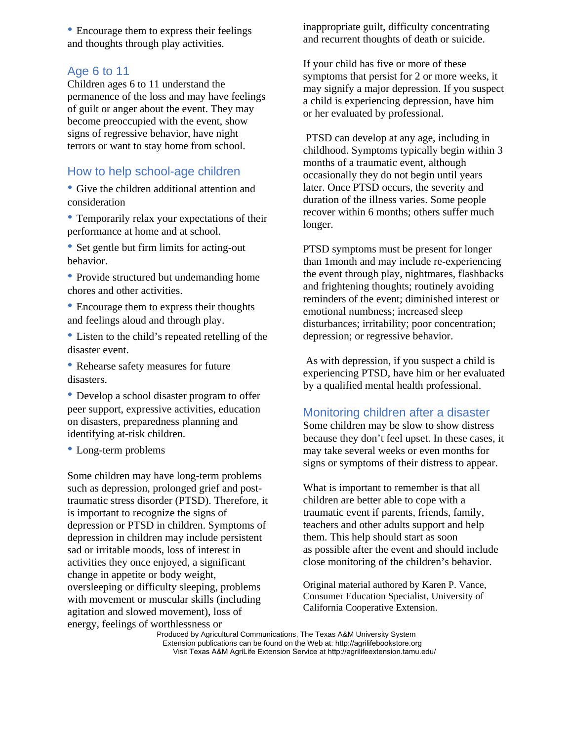- Encourage them to express their feelings and thoughts through play activities.

## Age 6 to 11

Children ages 6 to 11 understand the permanence of the loss and may have feelings of guilt or anger about the event. They may become preoccupied with the event, show signs of regressive behavior, have night terrors or want to stay home from school.

## How to help school-age children

- Give the children additional attention and consideration
- Temporarily relax your expectations of their performance at home and at school.
- Set gentle but firm limits for acting-out behavior.
- Provide structured but undemanding home chores and other activities.
- Encourage them to express their thoughts and feelings aloud and through play.
- Listen to the child's repeated retelling of the disaster event.
- Rehearse safety measures for future disasters.
- Develop a school disaster program to offer peer support, expressive activities, education on disasters, preparedness planning and identifying at-risk children.
- Long-term problems

Some children may have long-term problems such as depression, prolonged grief and post-traumatic stress disorder (PTSD). Therefore, it is important to recognize the signs of depression or PTSD in children. Symptoms of depression in children may include persistent sad or irritable moods, loss of interest in activities they once enjoyed, a significant change in appetite or body weight, oversleeping or difficulty sleeping, problems with movement or muscular skills (including agitation and slowed movement), loss of energy, feelings of worthlessness or inappropriate guilt, difficulty concentrating and recurrent thoughts of death or suicide.

If your child has five or more of these symptoms that persist for 2 or more weeks, it may signify a major depression. If you suspect a child is experiencing depression, have him or her evaluated by professional.

PTSD can develop at any age, including in childhood. Symptoms typically begin within 3 months of a traumatic event, although occasionally they do not begin until years later. Once PTSD occurs, the severity and duration of the illness varies. Some people recover within 6 months; others suffer much longer.

PTSD symptoms must be present for longer than 1month and may include re-experiencing the event through play, nightmares, flashbacks and frightening thoughts; routinely avoiding reminders of the event; diminished interest or emotional numbness; increased sleep disturbances; irritability; poor concentration; depression; or regressive behavior.

As with depression, if you suspect a child is experiencing PTSD, have him or her evaluated by a qualified mental health professional.

## Monitoring children after a disaster

Some children may be slow to show distress because they don't feel upset. In these cases, it may take several weeks or even months for signs or symptoms of their distress to appear.

What is important to remember is that all children are better able to cope with a traumatic event if parents, friends, family, teachers and other adults support and help them. This help should start as soon as possible after the event and should include close monitoring of the children's behavior.

Original material authored by Karen P. Vance, Consumer Education Specialist, University of California Cooperative Extension.

Produced by Agricultural Communications, The Texas A&M University System
Extension publications can be found on the Web at: http://agrilifebookstore.org
Visit Texas A&M AgriLife Extension Service at http://agrilifeextension.tamu.edu/